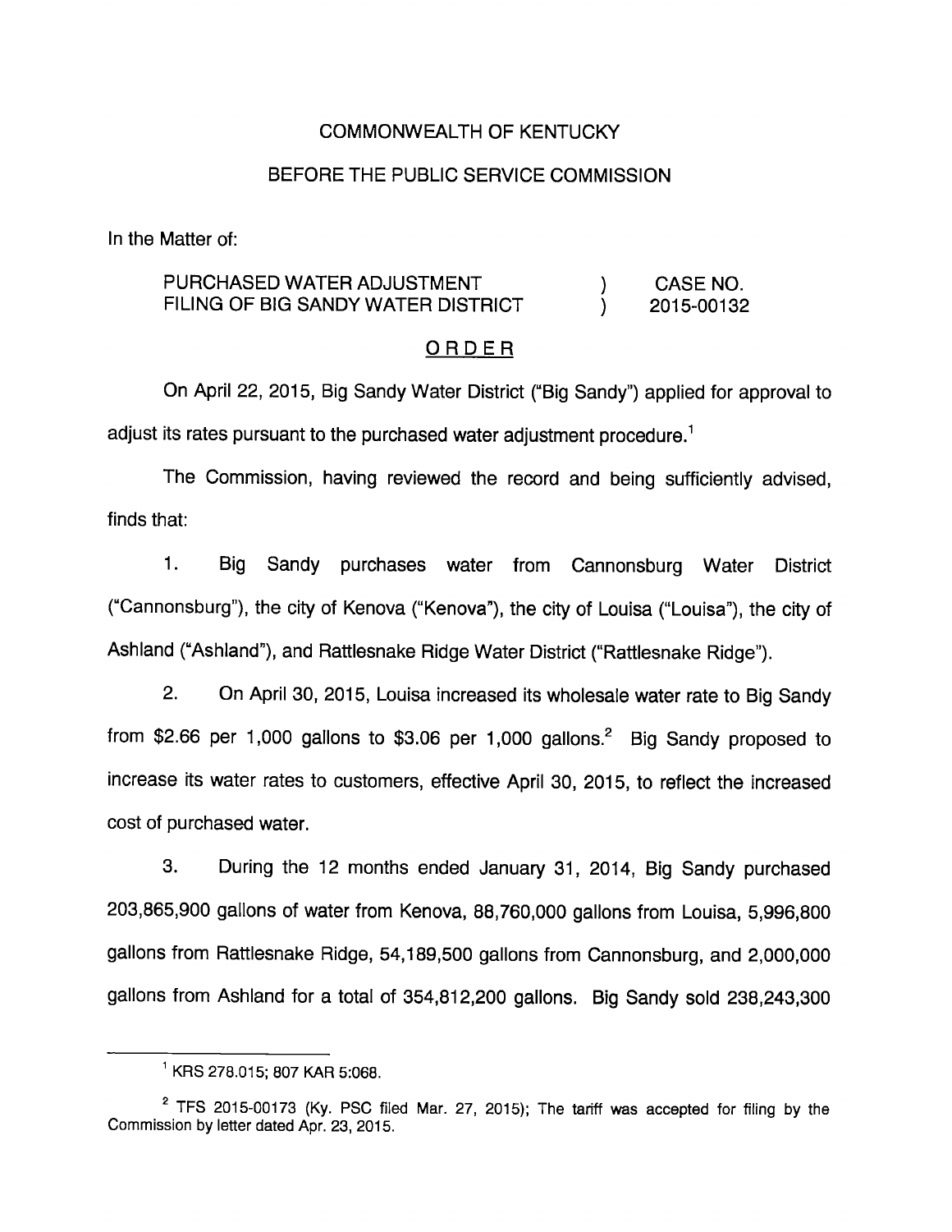COMMONWEALTH OF KENTUCKY

BEFORE THE PUBLIC SERVICE COMMISSION

In the Matter of:

| | | |
|---|---|---|
| PURCHASED WATER ADJUSTMENT FILING OF BIG SANDY WATER DISTRICT | ) ) | CASE NO. 2015-00132 |

ORDER

On April 22, 2015, Big Sandy Water District ("Big Sandy") applied for approval to adjust its rates pursuant to the purchased water adjustment procedure.[1]

The Commission, having reviewed the record and being sufficiently advised, finds that:

1. Big Sandy purchases water from Cannonsburg Water District ("Cannonsburg"), the city of Kenova ("Kenova"), the city of Louisa ("Louisa"), the city of Ashland ("Ashland"), and Rattlesnake Ridge Water District ("Rattlesnake Ridge").

2. On April 30, 2015, Louisa increased its wholesale water rate to Big Sandy from $2.66 per 1,000 gallons to $3.06 per 1,000 gallons.[2] Big Sandy proposed to increase its water rates to customers, effective April 30, 2015, to reflect the increased cost of purchased water.

3. During the 12 months ended January 31, 2014, Big Sandy purchased 203,865,900 gallons of water from Kenova, 88,760,000 gallons from Louisa, 5,996,800 gallons from Rattlesnake Ridge, 54,189,500 gallons from Cannonsburg, and 2,000,000 gallons from Ashland for a total of 354,812,200 gallons. Big Sandy sold 238,243,300

---

[1] KRS 278.015; 807 KAR 5:068.

[2] TFS 2015-00173 (Ky. PSC filed Mar. 27, 2015); The tariff was accepted for filing by the Commission by letter dated Apr. 23, 2015.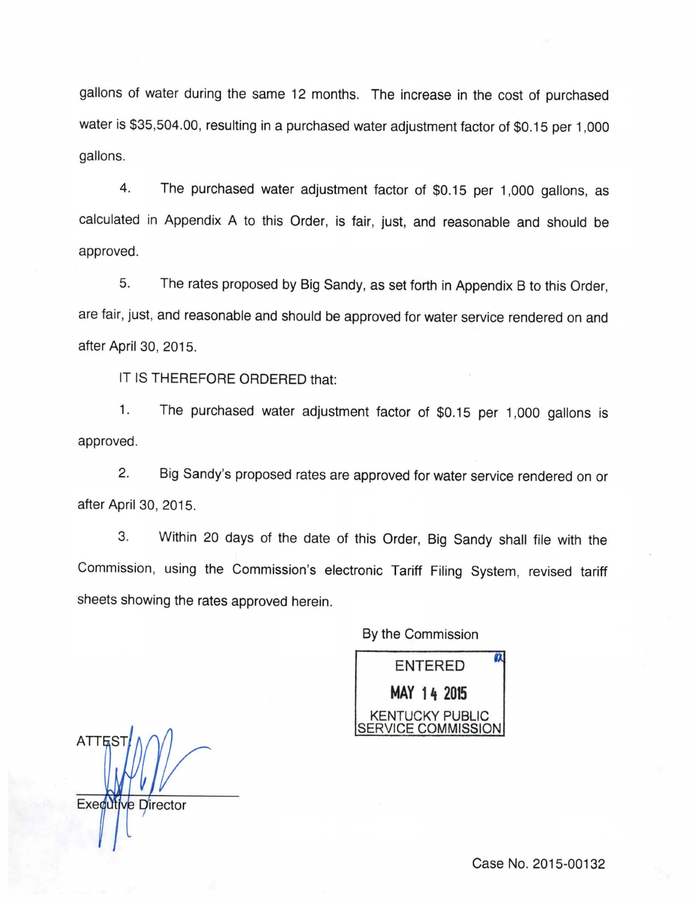gallons of water during the same 12 months. The increase in the cost of purchased water is $35,504.00, resulting in a purchased water adjustment factor of $0.15 per 1,000 gallons.

4. The purchased water adjustment factor of $0.15 per 1,000 gallons, as calculated in Appendix A to this Order, is fair, just, and reasonable and should be approved.

5. The rates proposed by Big Sandy, as set forth in Appendix B to this Order, are fair, just, and reasonable and should be approved for water service rendered on and after April 30, 2015.

IT IS THEREFORE ORDERED that:

1. The purchased water adjustment factor of $0.15 per 1,000 gallons is approved.

2. Big Sandy's proposed rates are approved for water service rendered on or after April 30, 2015.

3. Within 20 days of the date of this Order, Big Sandy shall file with the Commission, using the Commission's electronic Tariff Filing System, revised tariff sheets showing the rates approved herein.

By the Commission

ENTERED
MAY 14 2015
KENTUCKY PUBLIC SERVICE COMMISSION

ATTEST:

Executive Director

Case No. 2015-00132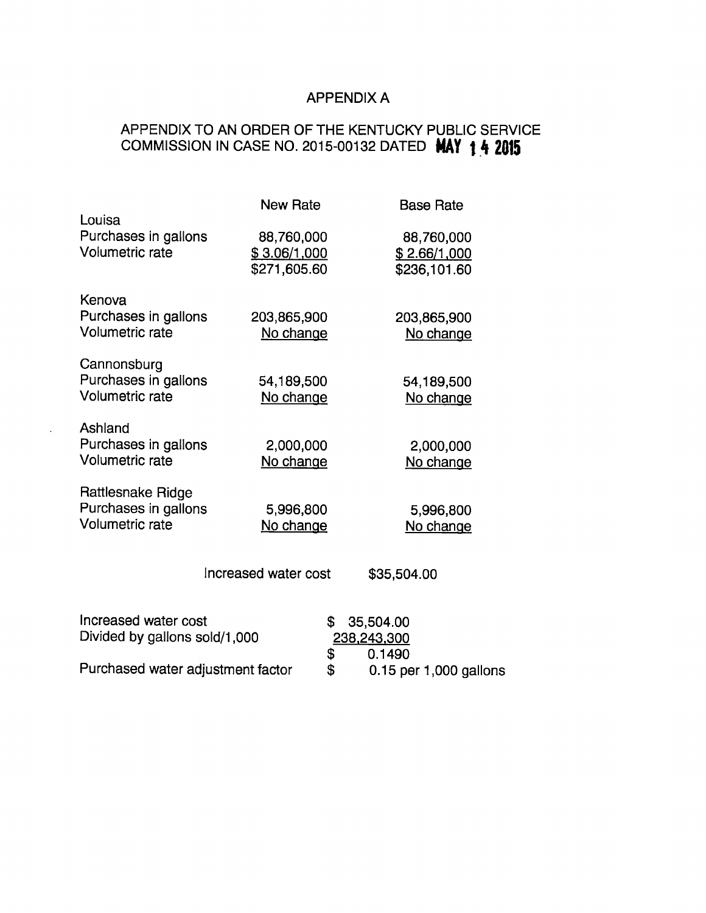# APPENDIX A

## APPENDIX TO AN ORDER OF THE KENTUCKY PUBLIC SERVICE COMMISSION IN CASE NO. 2015-00132 DATED MAY 14 2015

| | New Rate | Base Rate |
|---|---|---|
| **Louisa** | | |
| Purchases in gallons | 88,760,000 | 88,760,000 |
| Volumetric rate | $ 3.06/1,000 | $ 2.66/1,000 |
| | $271,605.60 | $236,101.60 |
| **Kenova** | | |
| Purchases in gallons | 203,865,900 | 203,865,900 |
| Volumetric rate | No change | No change |
| **Cannonsburg** | | |
| Purchases in gallons | 54,189,500 | 54,189,500 |
| Volumetric rate | No change | No change |
| **Ashland** | | |
| Purchases in gallons | 2,000,000 | 2,000,000 |
| Volumetric rate | No change | No change |
| **Rattlesnake Ridge** | | |
| Purchases in gallons | 5,996,800 | 5,996,800 |
| Volumetric rate | No change | No change |

Increased water cost $35,504.00

| | |
|---|---|
| Increased water cost | $ 35,504.00 |
| Divided by gallons sold/1,000 | 238,243,300 |
| | $ 0.1490 |
| Purchased water adjustment factor | $ 0.15 per 1,000 gallons |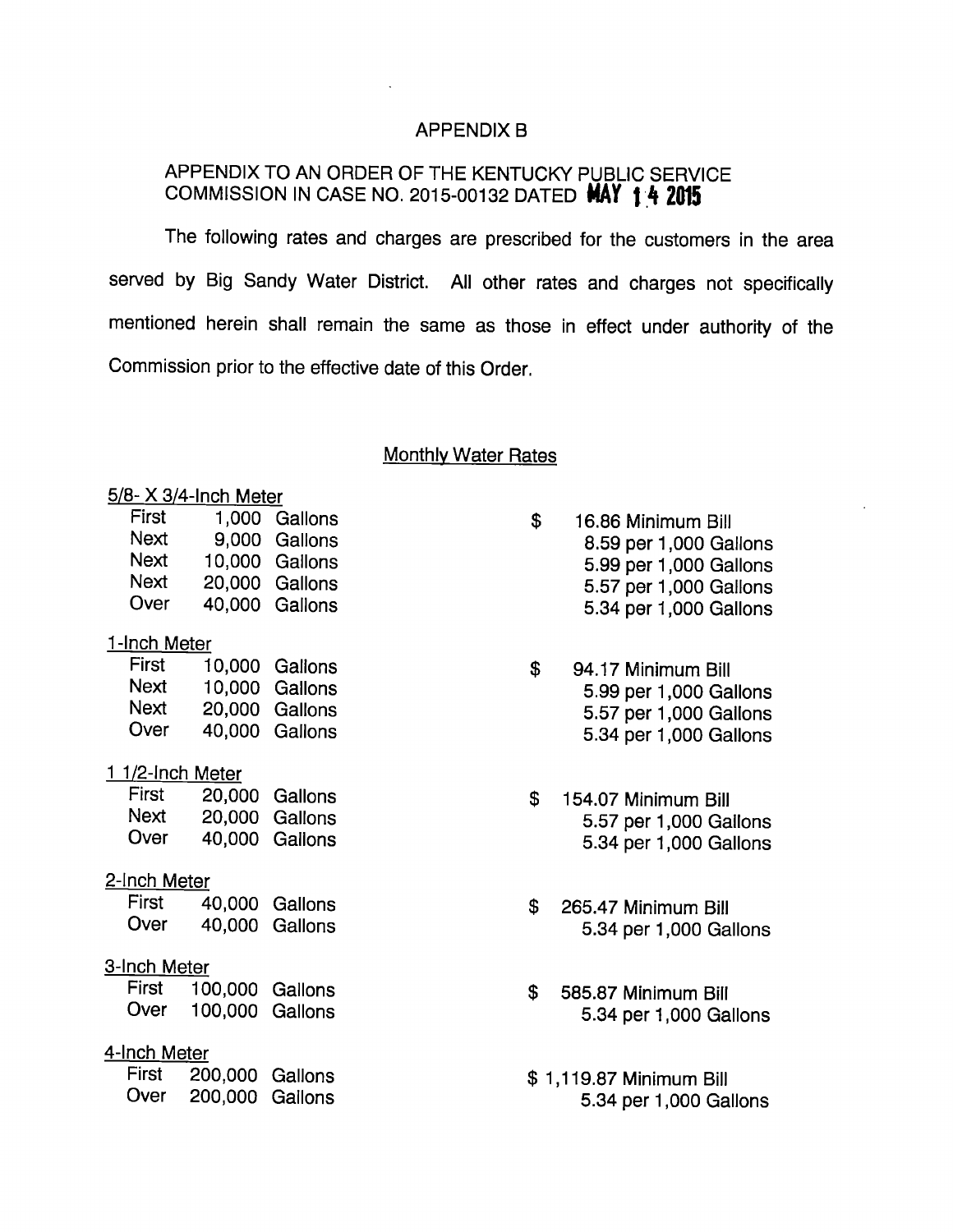# APPENDIX B

## APPENDIX TO AN ORDER OF THE KENTUCKY PUBLIC SERVICE COMMISSION IN CASE NO. 2015-00132 DATED MAY 14 2015

The following rates and charges are prescribed for the customers in the area served by Big Sandy Water District. All other rates and charges not specifically mentioned herein shall remain the same as those in effect under authority of the Commission prior to the effective date of this Order.

### Monthly Water Rates

**5/8- X 3/4-Inch Meter**

| | | | |
|---|---|---|---|
| First | 1,000 | Gallons | $ 16.86 Minimum Bill |
| Next | 9,000 | Gallons | 8.59 per 1,000 Gallons |
| Next | 10,000 | Gallons | 5.99 per 1,000 Gallons |
| Next | 20,000 | Gallons | 5.57 per 1,000 Gallons |
| Over | 40,000 | Gallons | 5.34 per 1,000 Gallons |

**1-Inch Meter**

| | | | |
|---|---|---|---|
| First | 10,000 | Gallons | $ 94.17 Minimum Bill |
| Next | 10,000 | Gallons | 5.99 per 1,000 Gallons |
| Next | 20,000 | Gallons | 5.57 per 1,000 Gallons |
| Over | 40,000 | Gallons | 5.34 per 1,000 Gallons |

**1 1/2-Inch Meter**

| | | | |
|---|---|---|---|
| First | 20,000 | Gallons | $ 154.07 Minimum Bill |
| Next | 20,000 | Gallons | 5.57 per 1,000 Gallons |
| Over | 40,000 | Gallons | 5.34 per 1,000 Gallons |

**2-Inch Meter**

| | | | |
|---|---|---|---|
| First | 40,000 | Gallons | $ 265.47 Minimum Bill |
| Over | 40,000 | Gallons | 5.34 per 1,000 Gallons |

**3-Inch Meter**

| | | | |
|---|---|---|---|
| First | 100,000 | Gallons | $ 585.87 Minimum Bill |
| Over | 100,000 | Gallons | 5.34 per 1,000 Gallons |

**4-Inch Meter**

| | | | |
|---|---|---|---|
| First | 200,000 | Gallons | $ 1,119.87 Minimum Bill |
| Over | 200,000 | Gallons | 5.34 per 1,000 Gallons |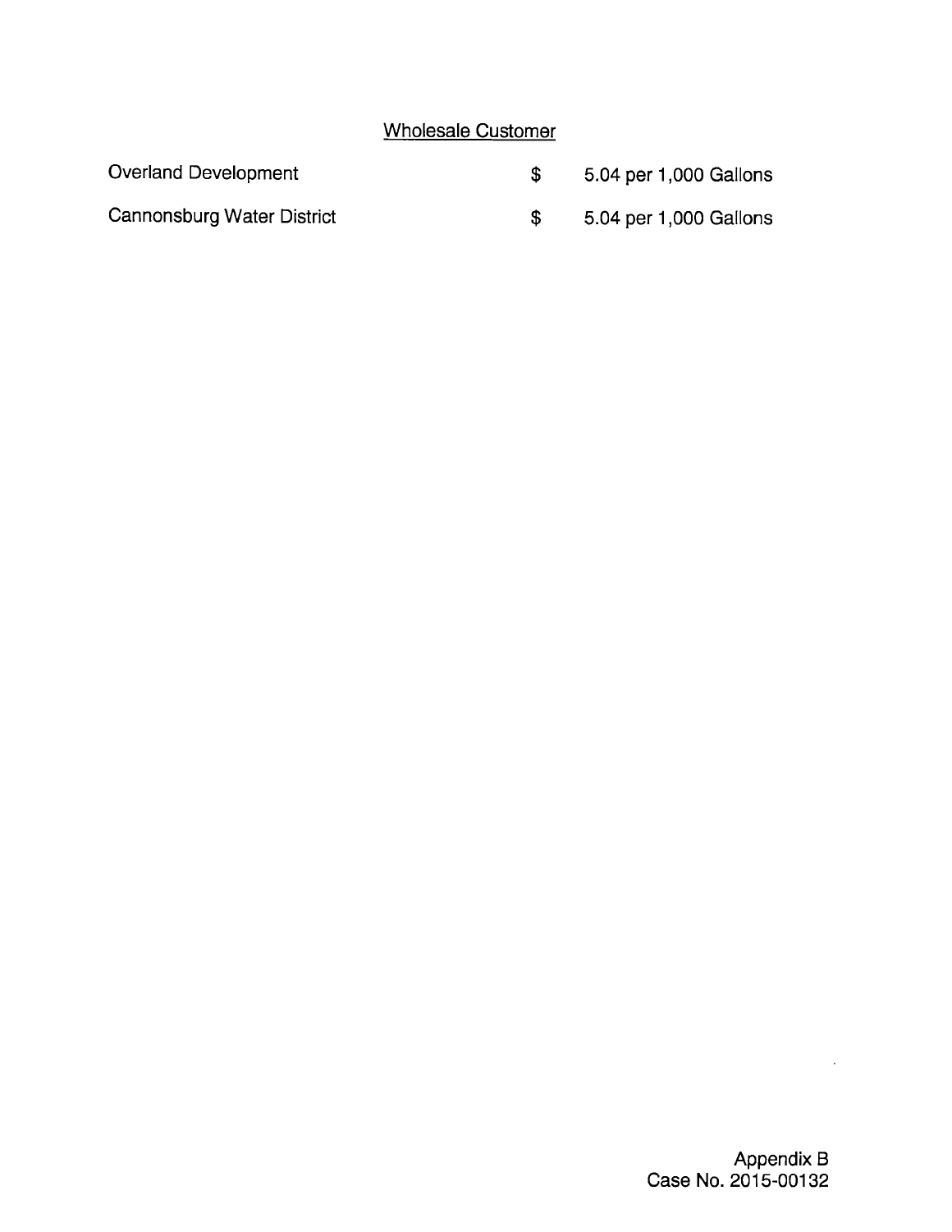## Wholesale Customer

| | | |
|---|---|---|
| Overland Development | $ | 5.04 per 1,000 Gallons |
| Cannonsburg Water District | $ | 5.04 per 1,000 Gallons |

Appendix B
Case No. 2015-00132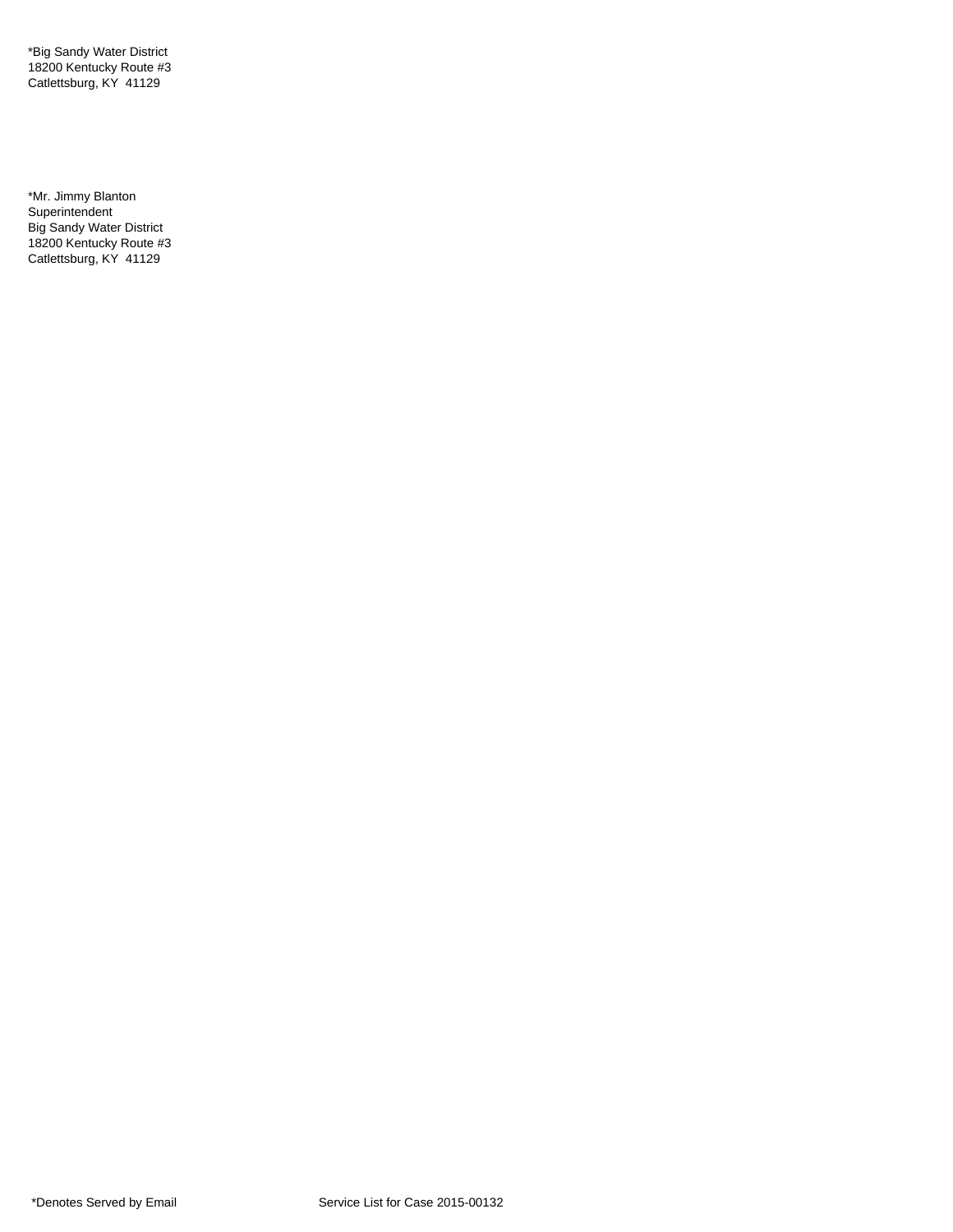*Big Sandy Water District
18200 Kentucky Route #3
Catlettsburg, KY  41129

*Mr. Jimmy Blanton
Superintendent
Big Sandy Water District
18200 Kentucky Route #3
Catlettsburg, KY  41129

*Denotes Served by Email

Service List for Case 2015-00132